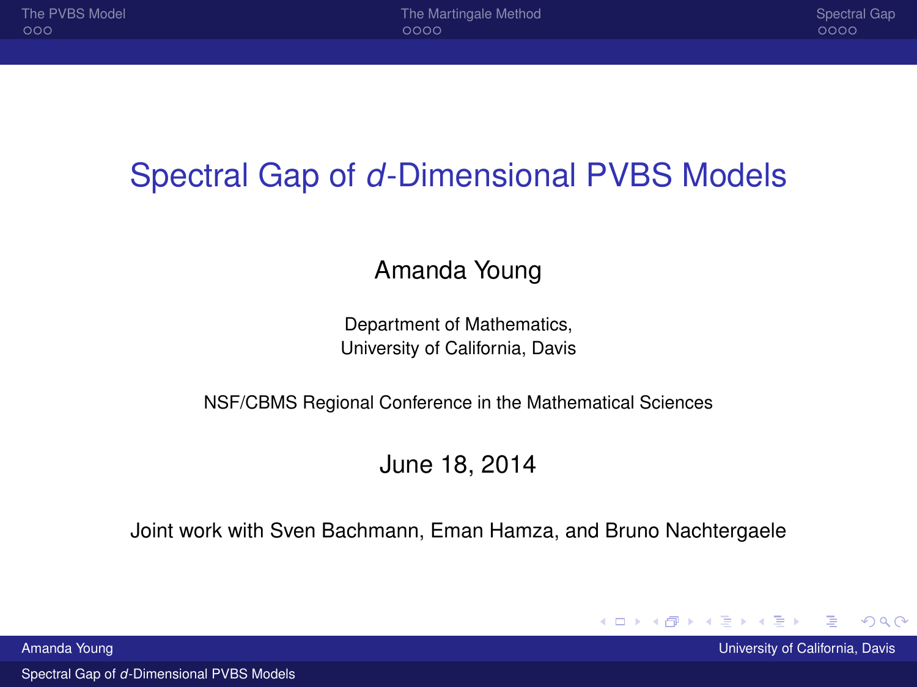# Spectral Gap of $d$-Dimensional PVBS Models

Amanda Young

Department of Mathematics,
University of California, Davis

NSF/CBMS Regional Conference in the Mathematical Sciences

June 18, 2014

Joint work with Sven Bachmann, Eman Hamza, and Bruno Nachtergaele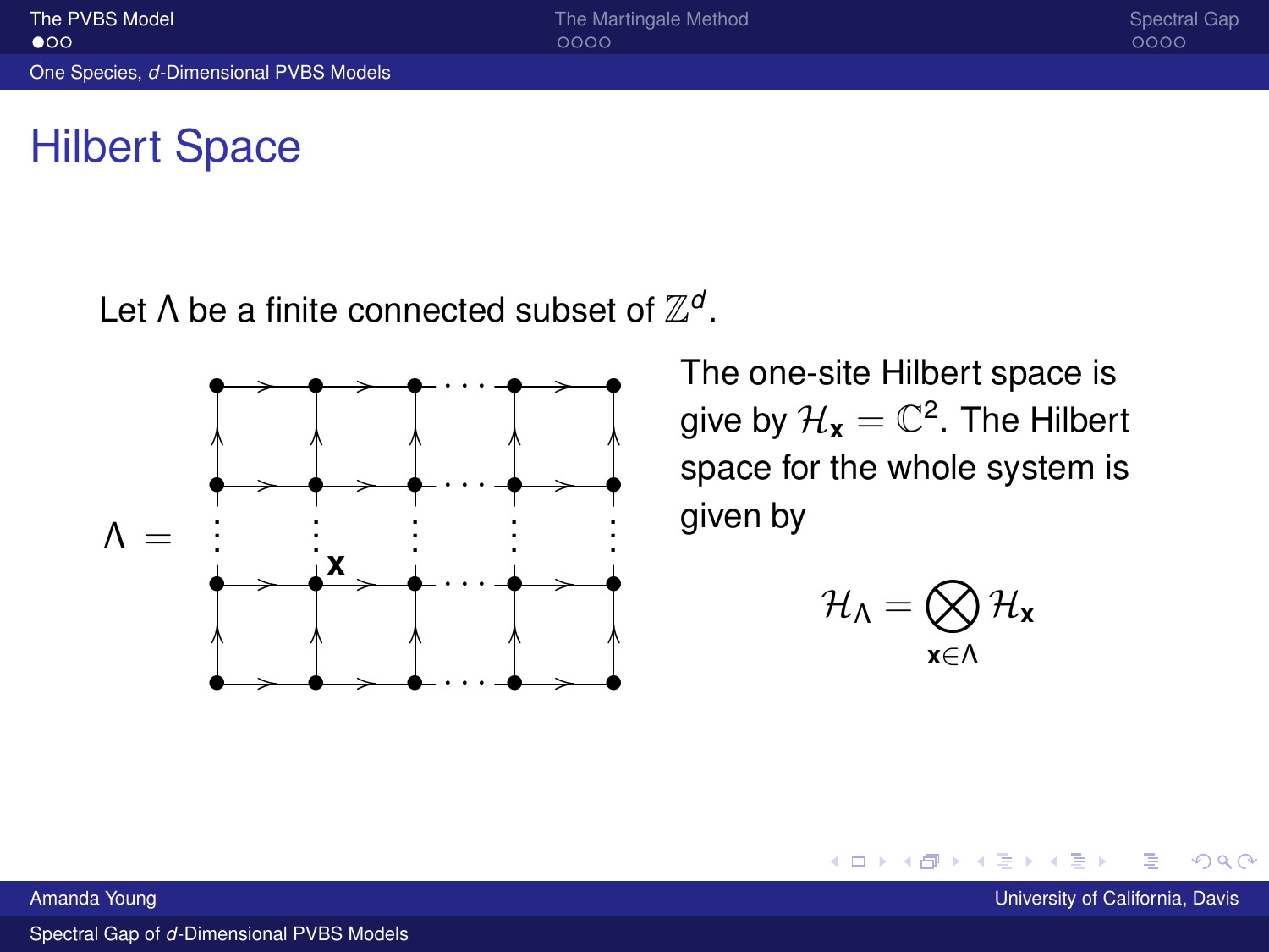# Hilbert Space

Let $\Lambda$ be a finite connected subset of $\mathbb{Z}^d$.

$\Lambda =$

The one-site Hilbert space is give by $\mathcal{H}_{\mathbf{x}} = \mathbb{C}^2$. The Hilbert space for the whole system is given by

$$\mathcal{H}_\Lambda = \bigotimes_{\mathbf{x} \in \Lambda} \mathcal{H}_{\mathbf{x}}$$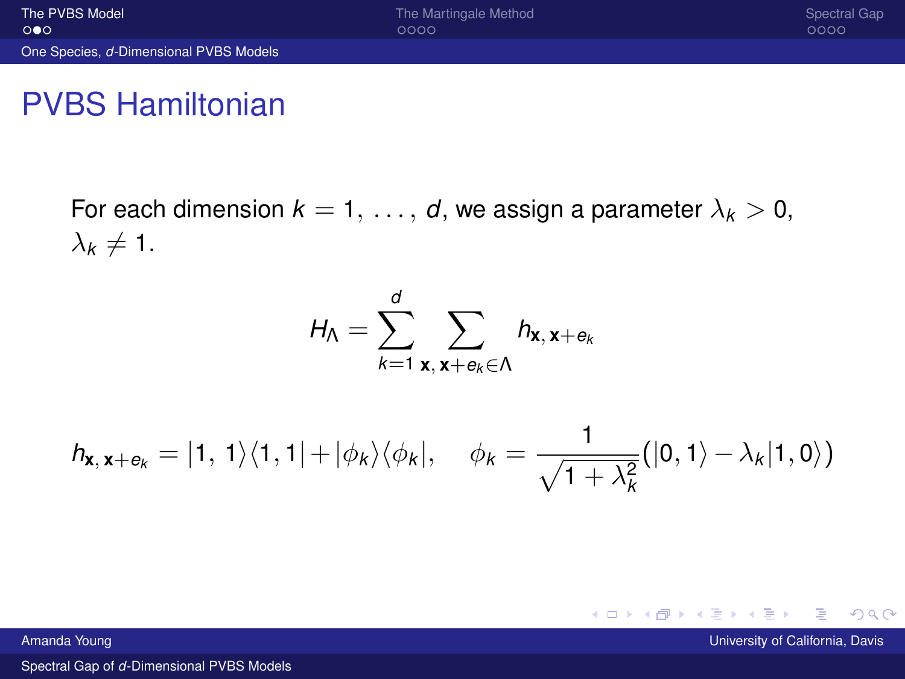# PVBS Hamiltonian

For each dimension $k = 1, \ldots, d$, we assign a parameter $\lambda_k > 0$, $\lambda_k \neq 1$.

$$H_\Lambda = \sum_{k=1}^{d} \sum_{\mathbf{x},\, \mathbf{x}+e_k \in \Lambda} h_{\mathbf{x},\, \mathbf{x}+e_k}$$

$$h_{\mathbf{x},\, \mathbf{x}+e_k} = |1,\ 1\rangle\langle 1, 1| + |\phi_k\rangle\langle\phi_k|, \quad \phi_k = \frac{1}{\sqrt{1+\lambda_k^2}}(|0, 1\rangle - \lambda_k|1, 0\rangle)$$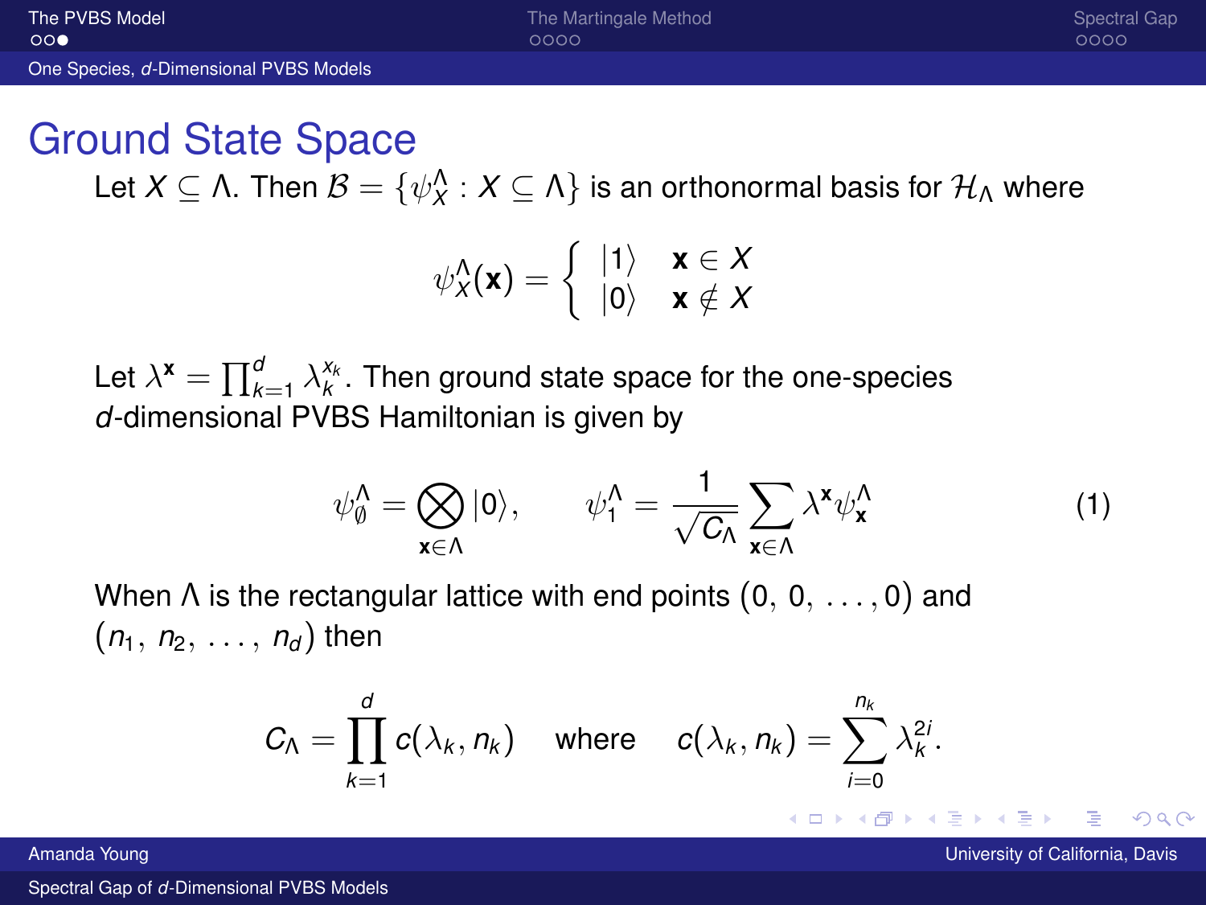# Ground State Space

Let $X \subseteq \Lambda$. Then $\mathcal{B} = \{\psi_X^\Lambda : X \subseteq \Lambda\}$ is an orthonormal basis for $\mathcal{H}_\Lambda$ where

$$\psi_X^\Lambda(\mathbf{x}) = \begin{cases} |1\rangle & \mathbf{x} \in X \\ |0\rangle & \mathbf{x} \notin X \end{cases}$$

Let $\lambda^{\mathbf{x}} = \prod_{k=1}^{d} \lambda_k^{x_k}$. Then ground state space for the one-species $d$-dimensional PVBS Hamiltonian is given by

$$\psi_\emptyset^\Lambda = \bigotimes_{\mathbf{x}\in\Lambda} |0\rangle, \qquad \psi_1^\Lambda = \frac{1}{\sqrt{C_\Lambda}} \sum_{\mathbf{x}\in\Lambda} \lambda^{\mathbf{x}} \psi_{\mathbf{x}}^\Lambda \tag{1}$$

When $\Lambda$ is the rectangular lattice with end points $(0, 0, \ldots, 0)$ and $(n_1, n_2, \ldots, n_d)$ then

$$C_\Lambda = \prod_{k=1}^{d} c(\lambda_k, n_k) \quad \text{where} \quad c(\lambda_k, n_k) = \sum_{i=0}^{n_k} \lambda_k^{2i}.$$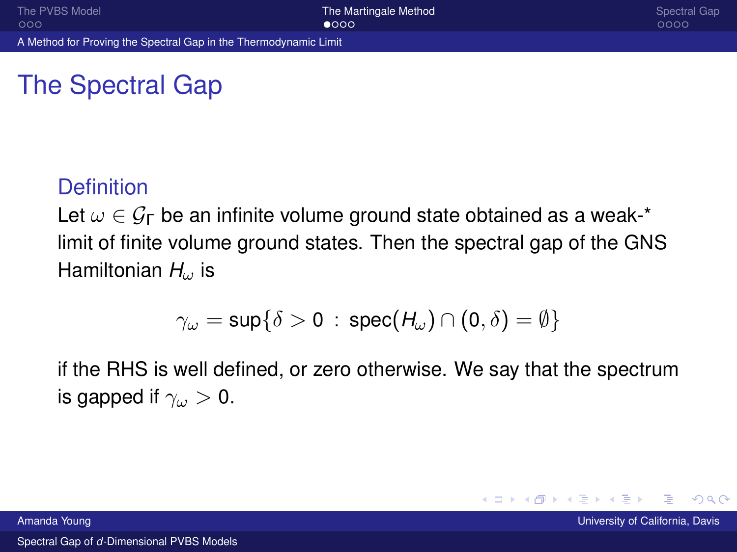# The Spectral Gap

### Definition

Let $\omega \in \mathcal{G}_\Gamma$ be an infinite volume ground state obtained as a weak-* limit of finite volume ground states. Then the spectral gap of the GNS Hamiltonian $H_\omega$ is

$$\gamma_\omega = \sup\{\delta > 0 \;:\; \text{spec}(H_\omega) \cap (0, \delta) = \emptyset\}$$

if the RHS is well defined, or zero otherwise. We say that the spectrum is gapped if $\gamma_\omega > 0$.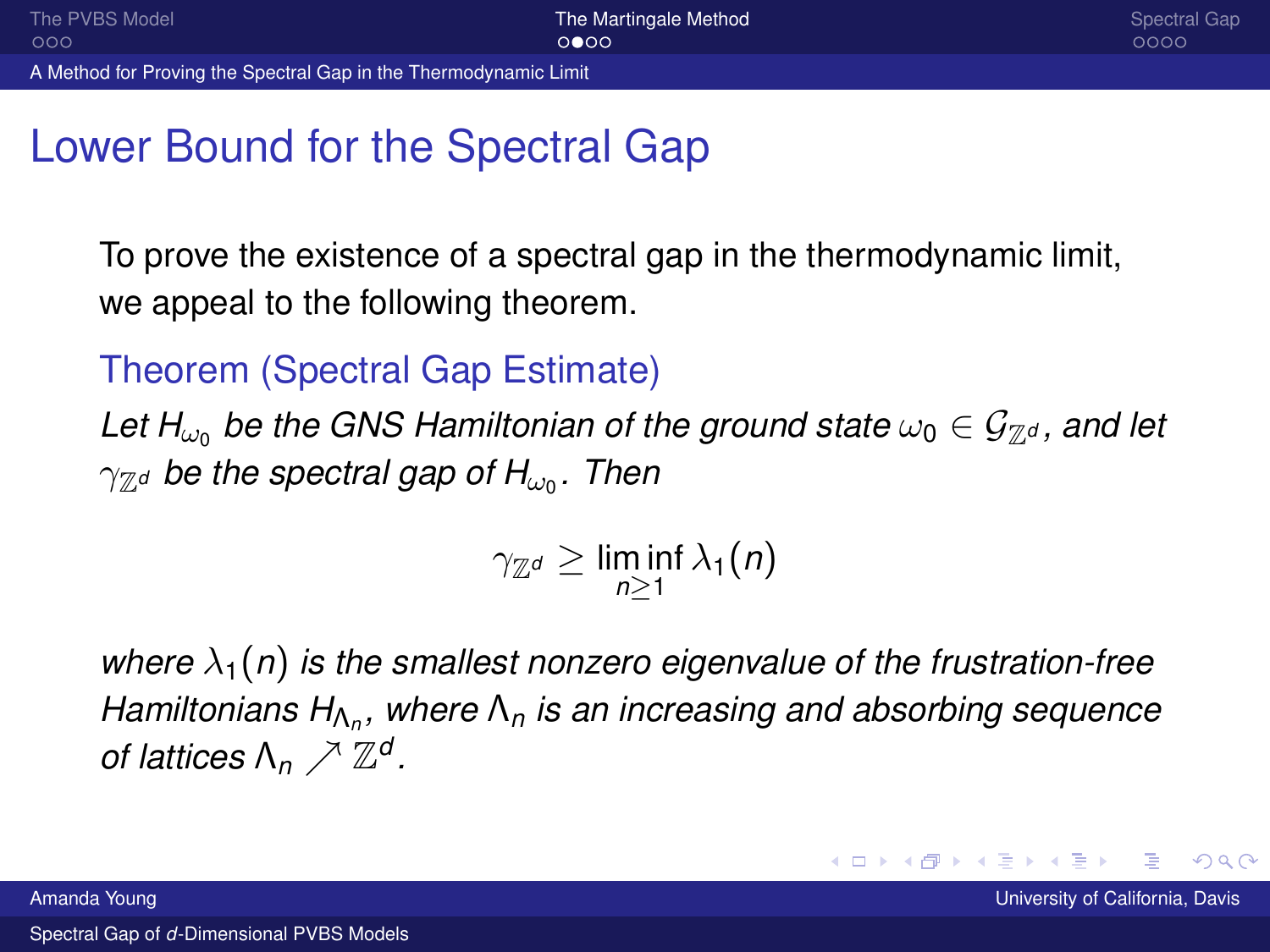# Lower Bound for the Spectral Gap

To prove the existence of a spectral gap in the thermodynamic limit, we appeal to the following theorem.

**Theorem (Spectral Gap Estimate)**

*Let $H_{\omega_0}$ be the GNS Hamiltonian of the ground state $\omega_0 \in \mathcal{G}_{\mathbb{Z}^d}$, and let $\gamma_{\mathbb{Z}^d}$ be the spectral gap of $H_{\omega_0}$. Then*

$$\gamma_{\mathbb{Z}^d} \geq \liminf_{n \geq 1} \lambda_1(n)$$

*where $\lambda_1(n)$ is the smallest nonzero eigenvalue of the frustration-free Hamiltonians $H_{\Lambda_n}$, where $\Lambda_n$ is an increasing and absorbing sequence of lattices $\Lambda_n \nearrow \mathbb{Z}^d$.*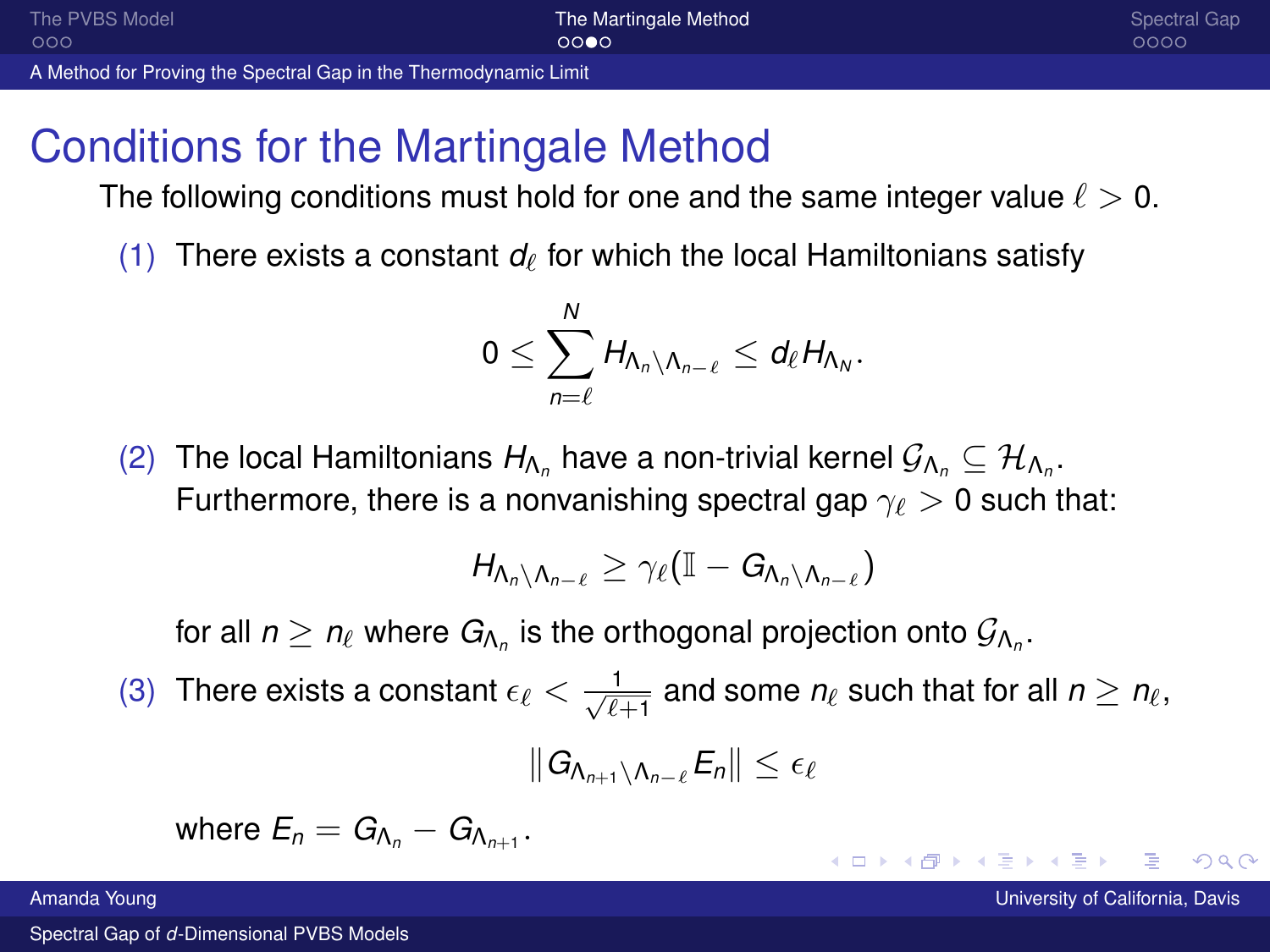# Conditions for the Martingale Method

The following conditions must hold for one and the same integer value $\ell > 0$.

(1) There exists a constant $d_\ell$ for which the local Hamiltonians satisfy

$$0 \leq \sum_{n=\ell}^{N} H_{\Lambda_n \setminus \Lambda_{n-\ell}} \leq d_\ell H_{\Lambda_N}.$$

(2) The local Hamiltonians $H_{\Lambda_n}$ have a non-trivial kernel $\mathcal{G}_{\Lambda_n} \subseteq \mathcal{H}_{\Lambda_n}$. Furthermore, there is a nonvanishing spectral gap $\gamma_\ell > 0$ such that:

$$H_{\Lambda_n \setminus \Lambda_{n-\ell}} \geq \gamma_\ell (\mathbb{I} - G_{\Lambda_n \setminus \Lambda_{n-\ell}})$$

for all $n \geq n_\ell$ where $G_{\Lambda_n}$ is the orthogonal projection onto $\mathcal{G}_{\Lambda_n}$.

(3) There exists a constant $\epsilon_\ell < \frac{1}{\sqrt{\ell+1}}$ and some $n_\ell$ such that for all $n \geq n_\ell$,

$$\| G_{\Lambda_{n+1} \setminus \Lambda_{n-\ell}} E_n \| \leq \epsilon_\ell$$

where $E_n = G_{\Lambda_n} - G_{\Lambda_{n+1}}$.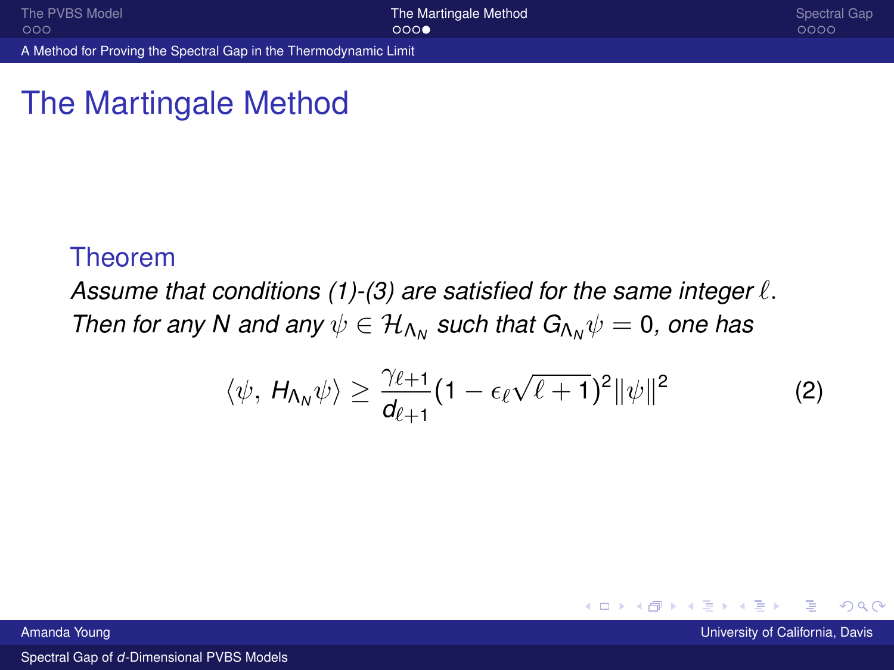# The Martingale Method

**Theorem**

*Assume that conditions (1)-(3) are satisfied for the same integer $\ell$. Then for any N and any $\psi \in \mathcal{H}_{\Lambda_N}$ such that $G_{\Lambda_N}\psi = 0$, one has*

$$\langle \psi, \, H_{\Lambda_N}\psi \rangle \geq \frac{\gamma_{\ell+1}}{d_{\ell+1}}(1 - \epsilon_\ell \sqrt{\ell + 1})^2 \|\psi\|^2 \tag{2}$$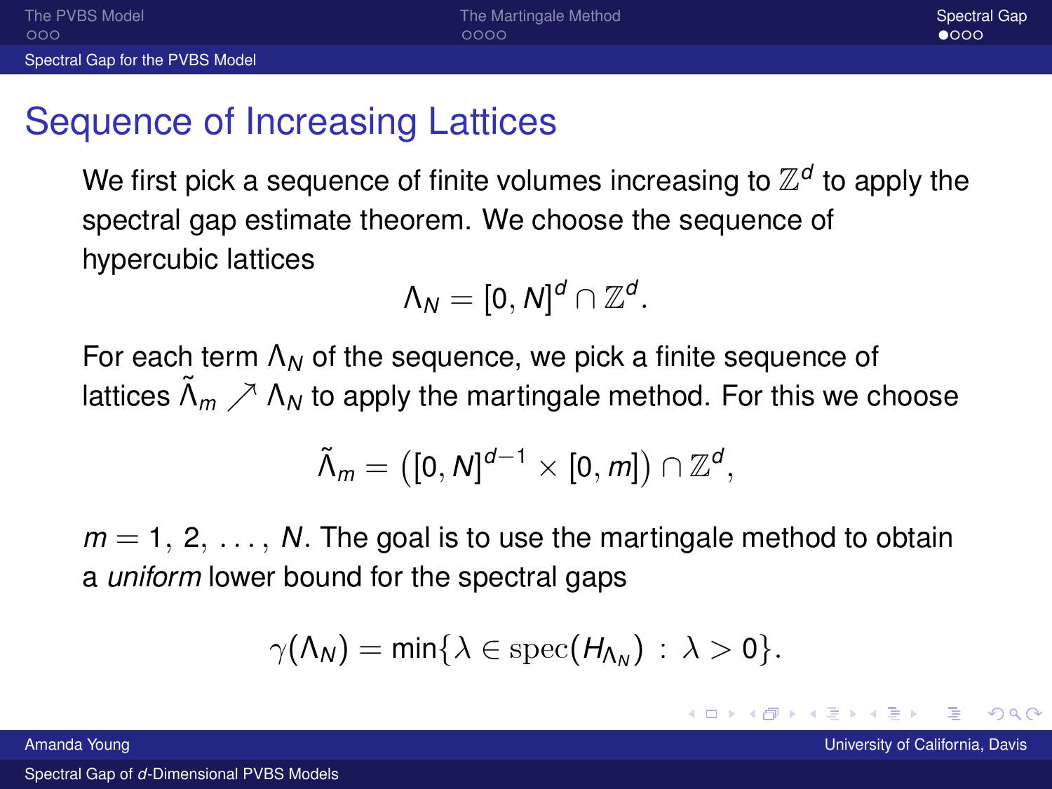# Sequence of Increasing Lattices

We first pick a sequence of finite volumes increasing to $\mathbb{Z}^d$ to apply the spectral gap estimate theorem. We choose the sequence of hypercubic lattices

$$\Lambda_N = [0, N]^d \cap \mathbb{Z}^d.$$

For each term $\Lambda_N$ of the sequence, we pick a finite sequence of lattices $\tilde{\Lambda}_m \nearrow \Lambda_N$ to apply the martingale method. For this we choose

$$\tilde{\Lambda}_m = \left([0, N]^{d-1} \times [0, m]\right) \cap \mathbb{Z}^d,$$

$m = 1, 2, \ldots, N$. The goal is to use the martingale method to obtain a *uniform* lower bound for the spectral gaps

$$\gamma(\Lambda_N) = \min\{\lambda \in \mathrm{spec}(H_{\Lambda_N}) \, : \, \lambda > 0\}.$$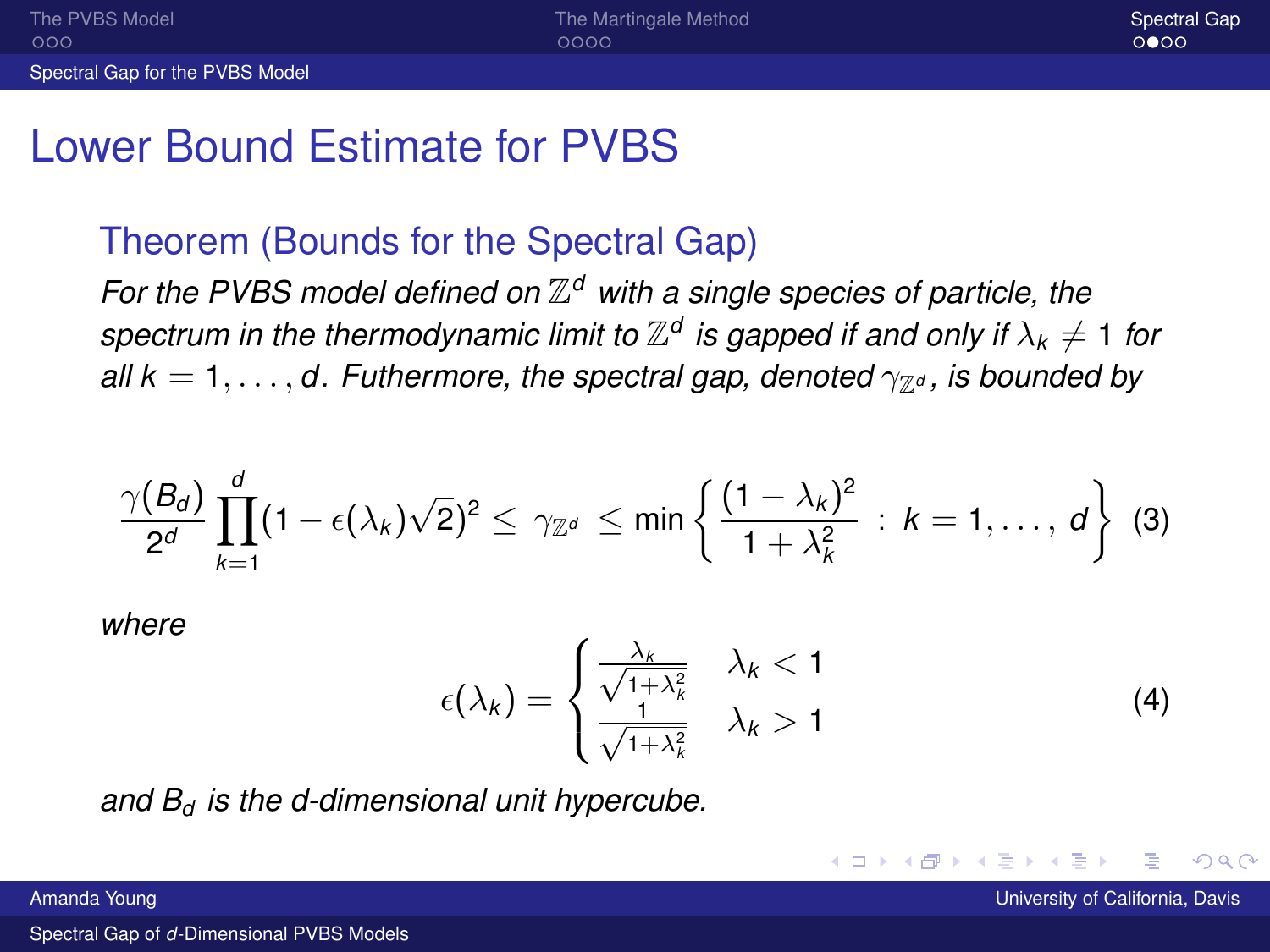## Lower Bound Estimate for PVBS

### Theorem (Bounds for the Spectral Gap)

*For the PVBS model defined on $\mathbb{Z}^d$ with a single species of particle, the spectrum in the thermodynamic limit to $\mathbb{Z}^d$ is gapped if and only if $\lambda_k \neq 1$ for all $k = 1, \ldots, d$. Futhermore, the spectral gap, denoted $\gamma_{\mathbb{Z}^d}$, is bounded by*

$$\frac{\gamma(B_d)}{2^d} \prod_{k=1}^{d} (1 - \epsilon(\lambda_k)\sqrt{2})^2 \leq \gamma_{\mathbb{Z}^d} \leq \min\left\{ \frac{(1-\lambda_k)^2}{1+\lambda_k^2} \, : \, k = 1, \ldots, d \right\} \quad (3)$$

*where*

$$\epsilon(\lambda_k) = \begin{cases} \frac{\lambda_k}{\sqrt{1+\lambda_k^2}} & \lambda_k < 1 \\ \frac{1}{\sqrt{1+\lambda_k^2}} & \lambda_k > 1 \end{cases} \quad (4)$$

*and $B_d$ is the d-dimensional unit hypercube.*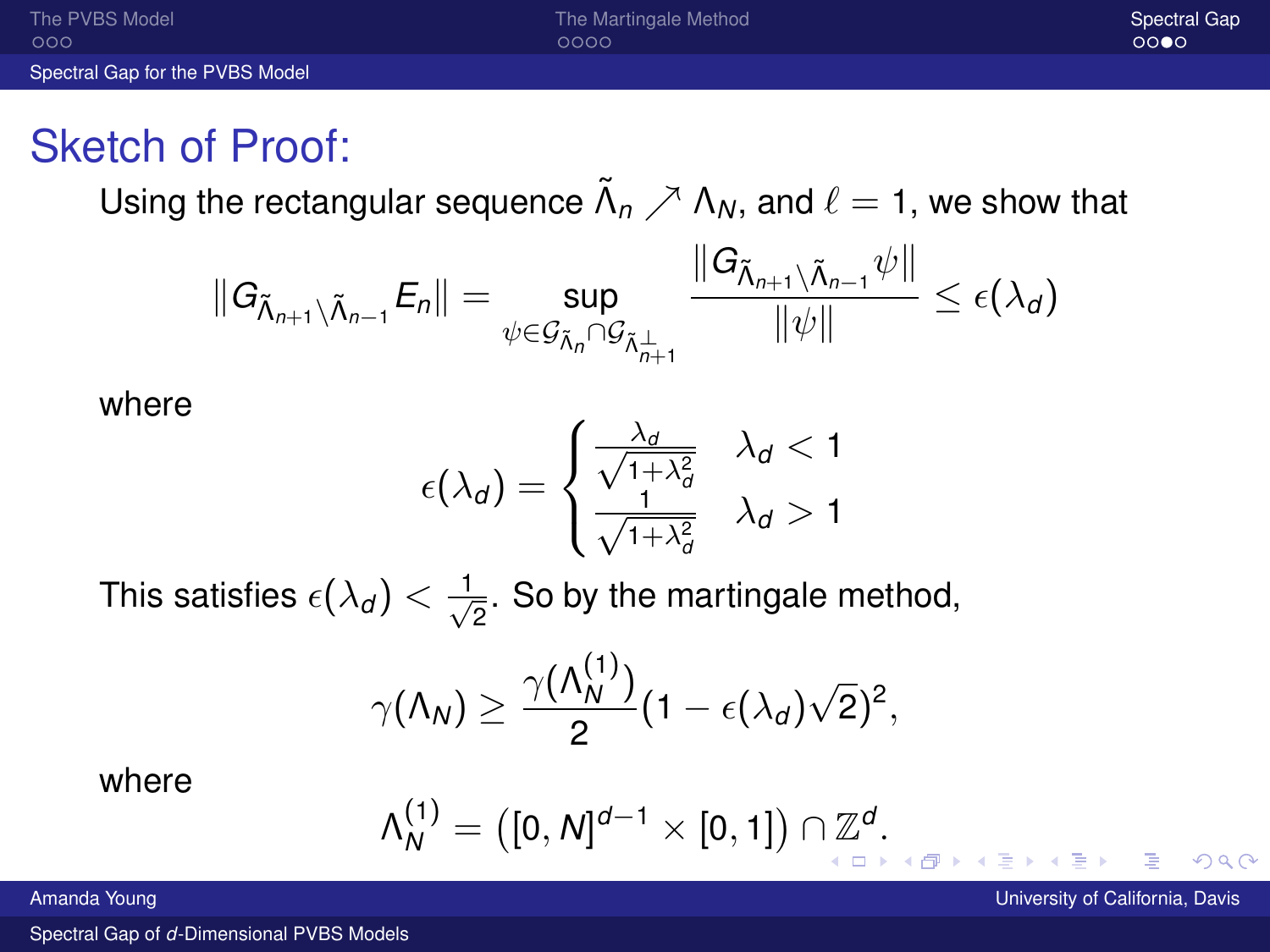# Sketch of Proof:

Using the rectangular sequence $\tilde{\Lambda}_n \nearrow \Lambda_N$, and $\ell = 1$, we show that

$$\|G_{\tilde{\Lambda}_{n+1}\setminus\tilde{\Lambda}_{n-1}} E_n\| = \sup_{\psi \in \mathcal{G}_{\tilde{\Lambda}_n} \cap \mathcal{G}_{\tilde{\Lambda}_{n+1}}^{\perp}} \frac{\|G_{\tilde{\Lambda}_{n+1}\setminus\tilde{\Lambda}_{n-1}}\psi\|}{\|\psi\|} \leq \epsilon(\lambda_d)$$

where

$$\epsilon(\lambda_d) = \begin{cases} \frac{\lambda_d}{\sqrt{1+\lambda_d^2}} & \lambda_d < 1 \\ \frac{1}{\sqrt{1+\lambda_d^2}} & \lambda_d > 1 \end{cases}$$

This satisfies $\epsilon(\lambda_d) < \frac{1}{\sqrt{2}}$. So by the martingale method,

$$\gamma(\Lambda_N) \geq \frac{\gamma(\Lambda_N^{(1)})}{2}(1 - \epsilon(\lambda_d)\sqrt{2})^2,$$

where

$$\Lambda_N^{(1)} = \left([0, N]^{d-1} \times [0, 1]\right) \cap \mathbb{Z}^d.$$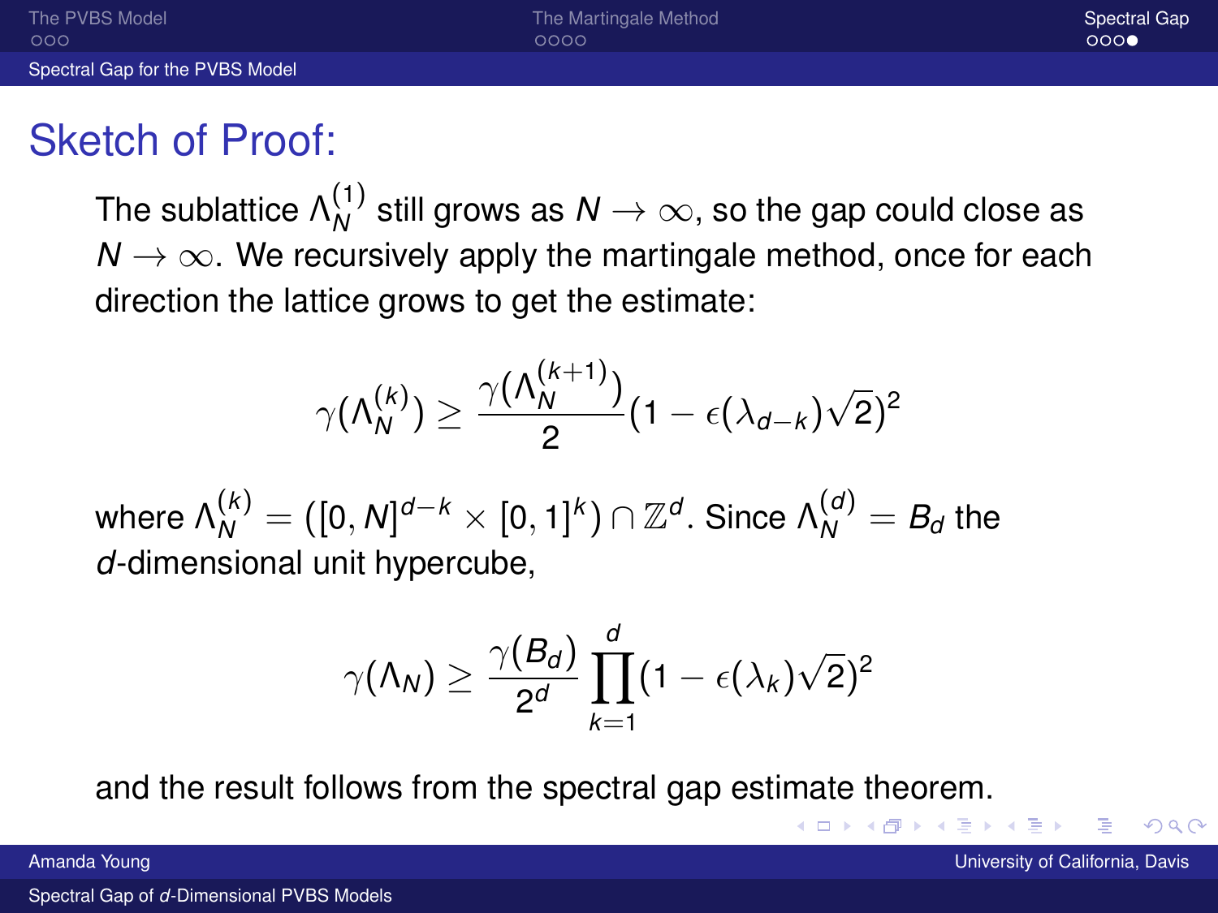# Sketch of Proof:

The sublattice $\Lambda_N^{(1)}$ still grows as $N \to \infty$, so the gap could close as $N \to \infty$. We recursively apply the martingale method, once for each direction the lattice grows to get the estimate:

$$\gamma(\Lambda_N^{(k)}) \geq \frac{\gamma(\Lambda_N^{(k+1)})}{2}(1 - \epsilon(\lambda_{d-k})\sqrt{2})^2$$

where $\Lambda_N^{(k)} = ([0, N]^{d-k} \times [0, 1]^k) \cap \mathbb{Z}^d$. Since $\Lambda_N^{(d)} = B_d$ the $d$-dimensional unit hypercube,

$$\gamma(\Lambda_N) \geq \frac{\gamma(B_d)}{2^d} \prod_{k=1}^{d} (1 - \epsilon(\lambda_k)\sqrt{2})^2$$

and the result follows from the spectral gap estimate theorem.